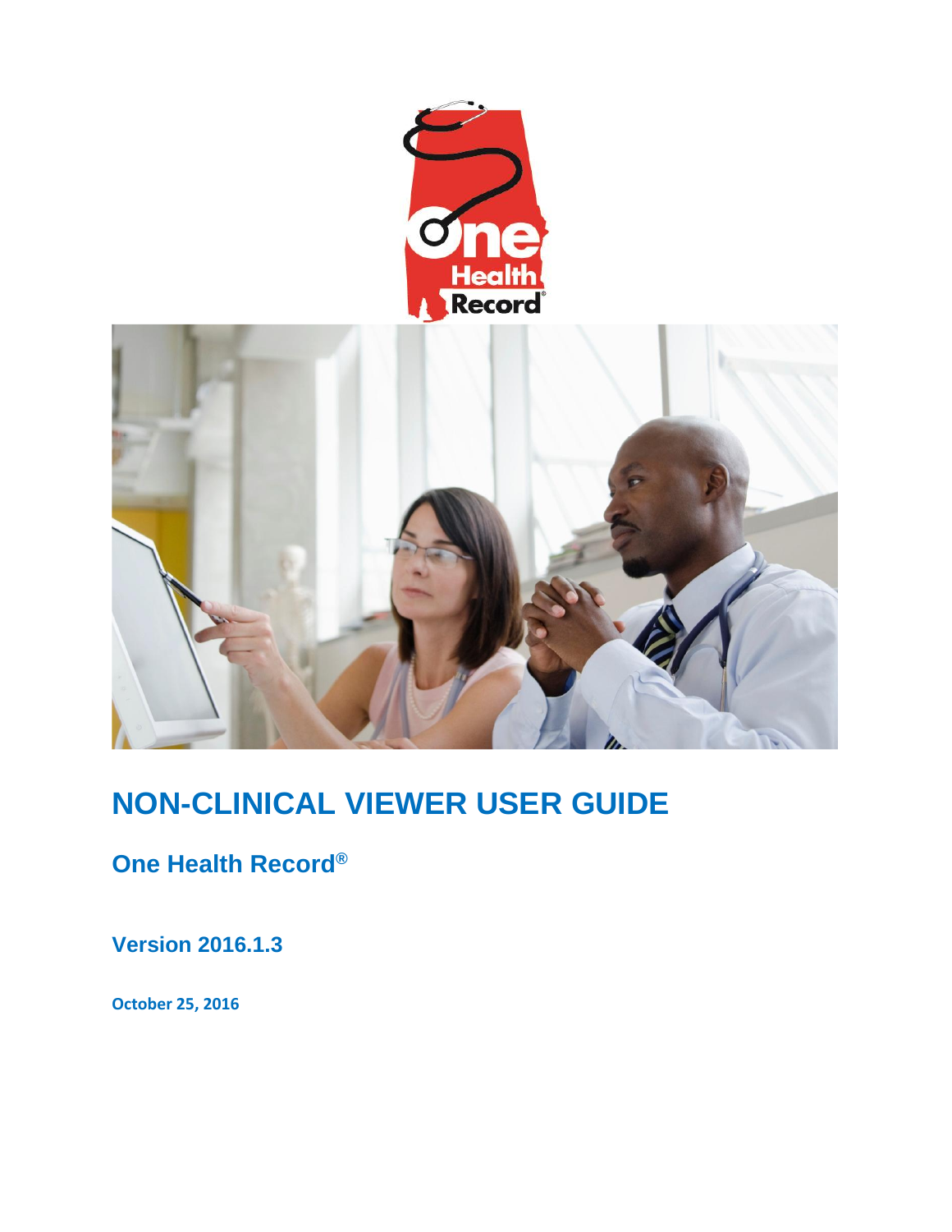# NON-CLINICAL VIEWER USER GUIDE

## One Health Record®

### Version 2016.1.3

**October 25, 2016**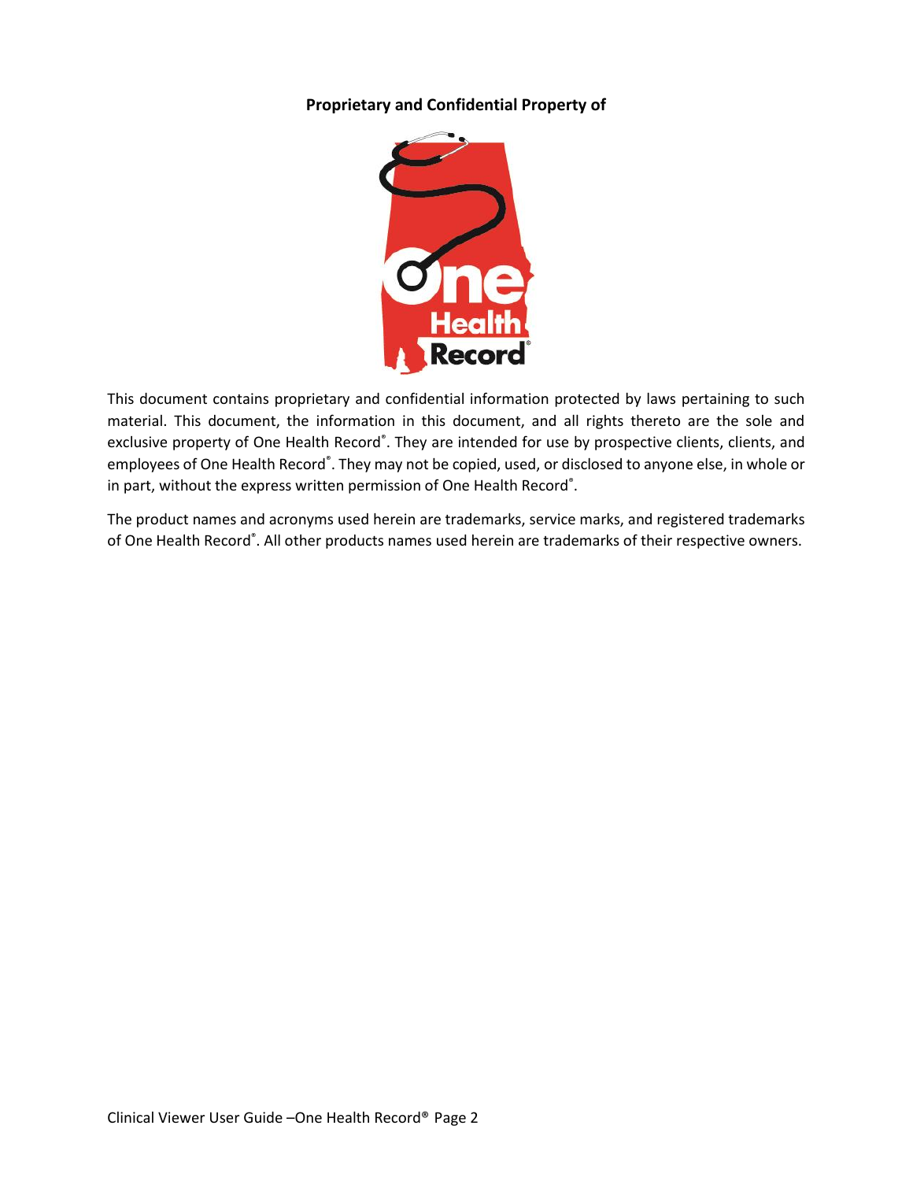**Proprietary and Confidential Property of**

This document contains proprietary and confidential information protected by laws pertaining to such material. This document, the information in this document, and all rights thereto are the sole and exclusive property of One Health Record®. They are intended for use by prospective clients, clients, and employees of One Health Record®. They may not be copied, used, or disclosed to anyone else, in whole or in part, without the express written permission of One Health Record®.

The product names and acronyms used herein are trademarks, service marks, and registered trademarks of One Health Record®. All other products names used herein are trademarks of their respective owners.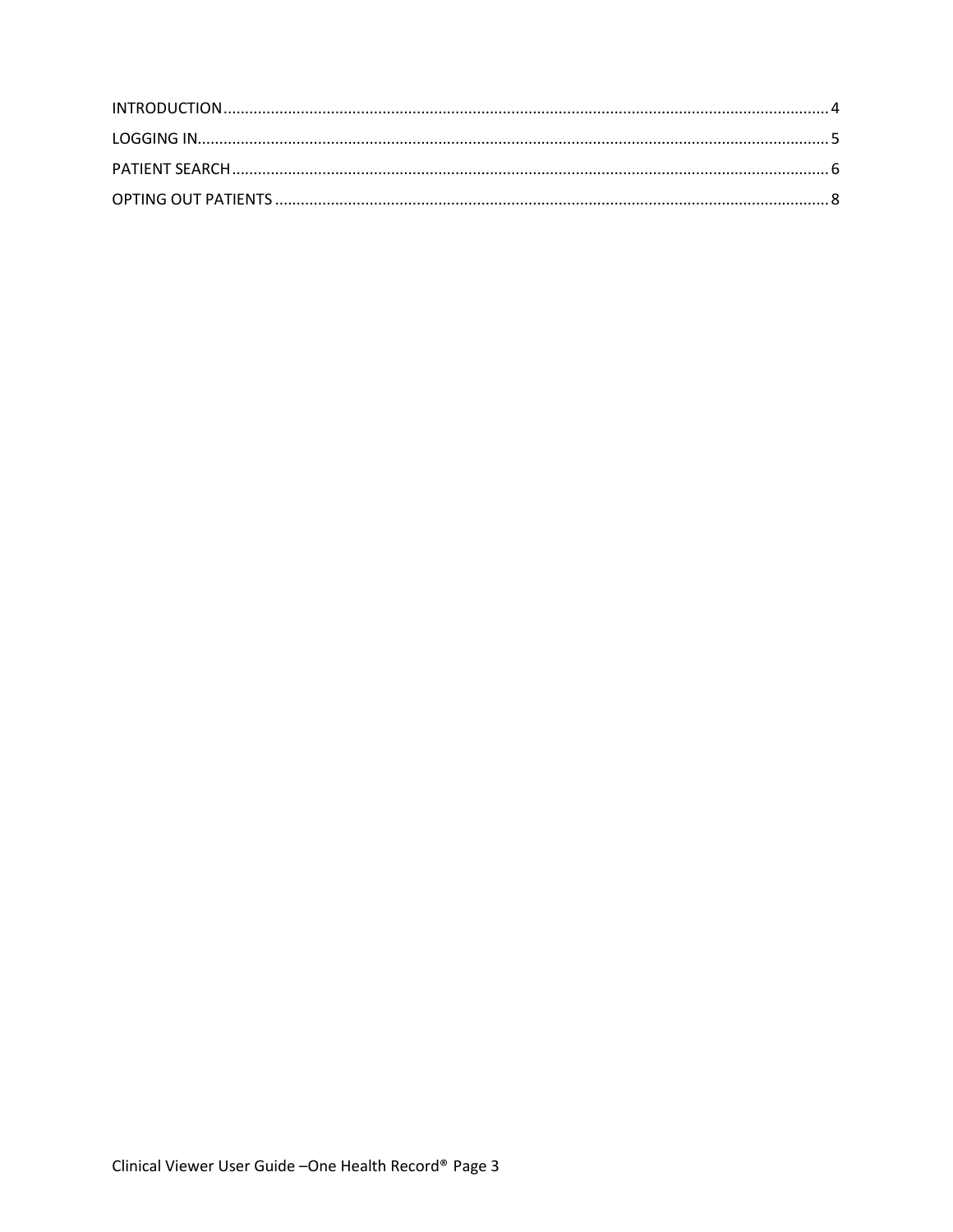INTRODUCTION........................................................................................................................................ 4

LOGGING IN............................................................................................................................................. 5

PATIENT SEARCH...................................................................................................................................... 6

OPTING OUT PATIENTS ............................................................................................................................ 8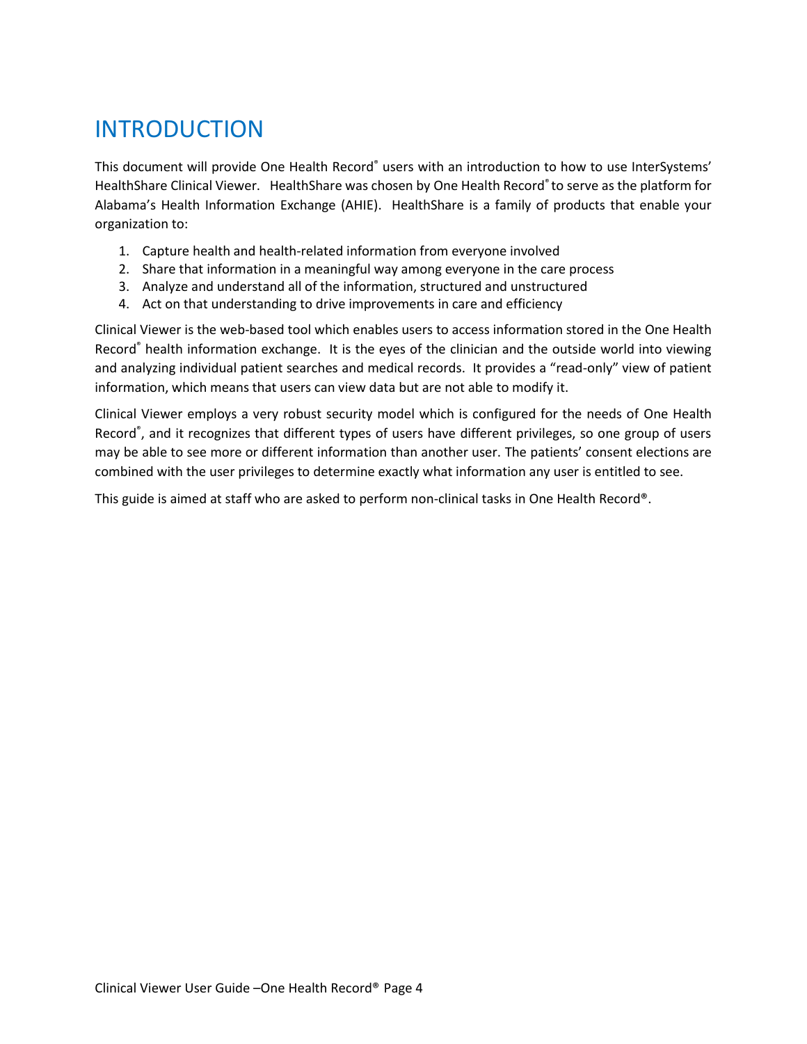# INTRODUCTION

This document will provide One Health Record® users with an introduction to how to use InterSystems' HealthShare Clinical Viewer. HealthShare was chosen by One Health Record® to serve as the platform for Alabama's Health Information Exchange (AHIE). HealthShare is a family of products that enable your organization to:

1. Capture health and health-related information from everyone involved
2. Share that information in a meaningful way among everyone in the care process
3. Analyze and understand all of the information, structured and unstructured
4. Act on that understanding to drive improvements in care and efficiency

Clinical Viewer is the web-based tool which enables users to access information stored in the One Health Record® health information exchange. It is the eyes of the clinician and the outside world into viewing and analyzing individual patient searches and medical records. It provides a "read-only" view of patient information, which means that users can view data but are not able to modify it.

Clinical Viewer employs a very robust security model which is configured for the needs of One Health Record®, and it recognizes that different types of users have different privileges, so one group of users may be able to see more or different information than another user. The patients' consent elections are combined with the user privileges to determine exactly what information any user is entitled to see.

This guide is aimed at staff who are asked to perform non-clinical tasks in One Health Record®.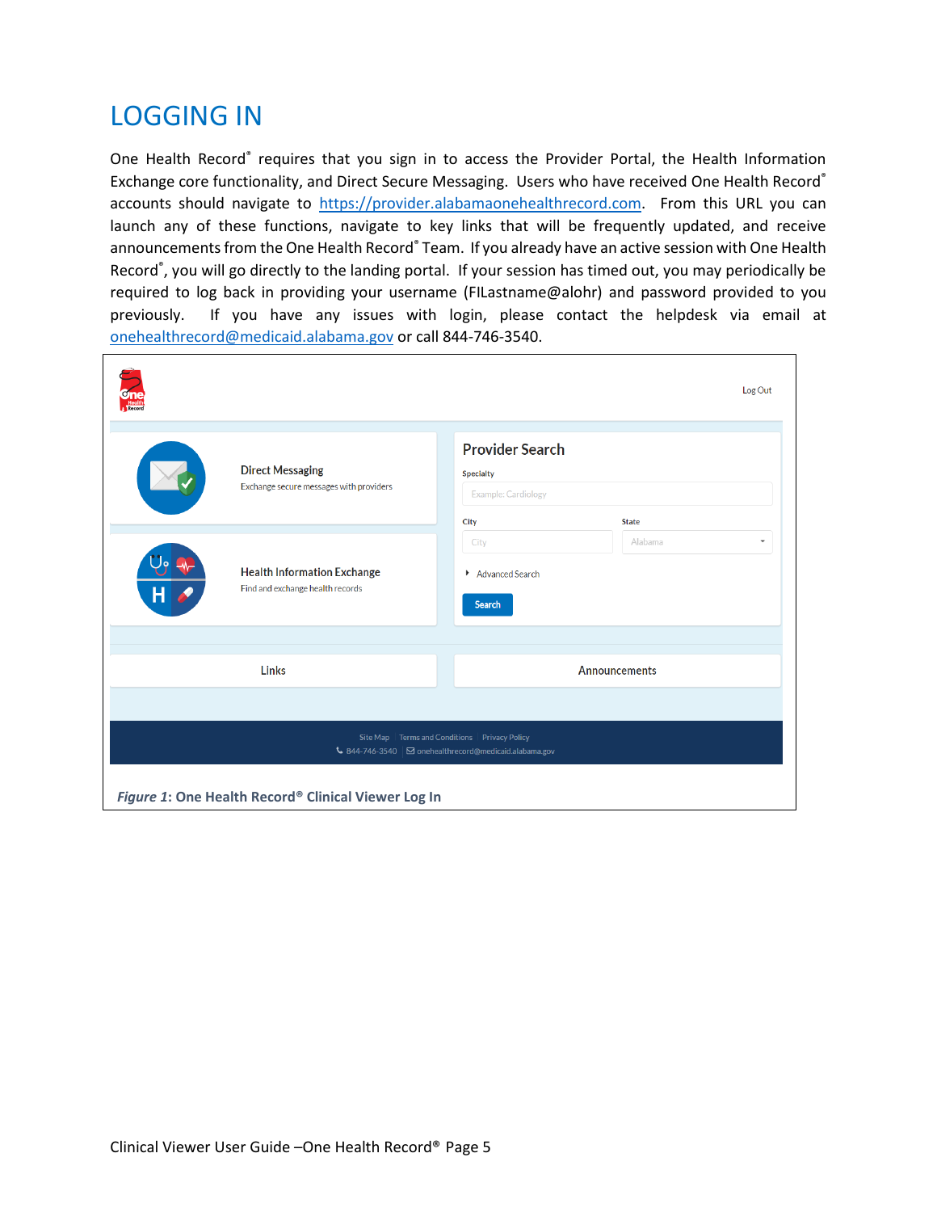# LOGGING IN

One Health Record® requires that you sign in to access the Provider Portal, the Health Information Exchange core functionality, and Direct Secure Messaging. Users who have received One Health Record® accounts should navigate to https://provider.alabamaonehealthrecord.com. From this URL you can launch any of these functions, navigate to key links that will be frequently updated, and receive announcements from the One Health Record® Team. If you already have an active session with One Health Record®, you will go directly to the landing portal. If your session has timed out, you may periodically be required to log back in providing your username (FILastname@alohr) and password provided to you previously. If you have any issues with login, please contact the helpdesk via email at onehealthrecord@medicaid.alabama.gov or call 844-746-3540.

***Figure 1*: One Health Record® Clinical Viewer Log In**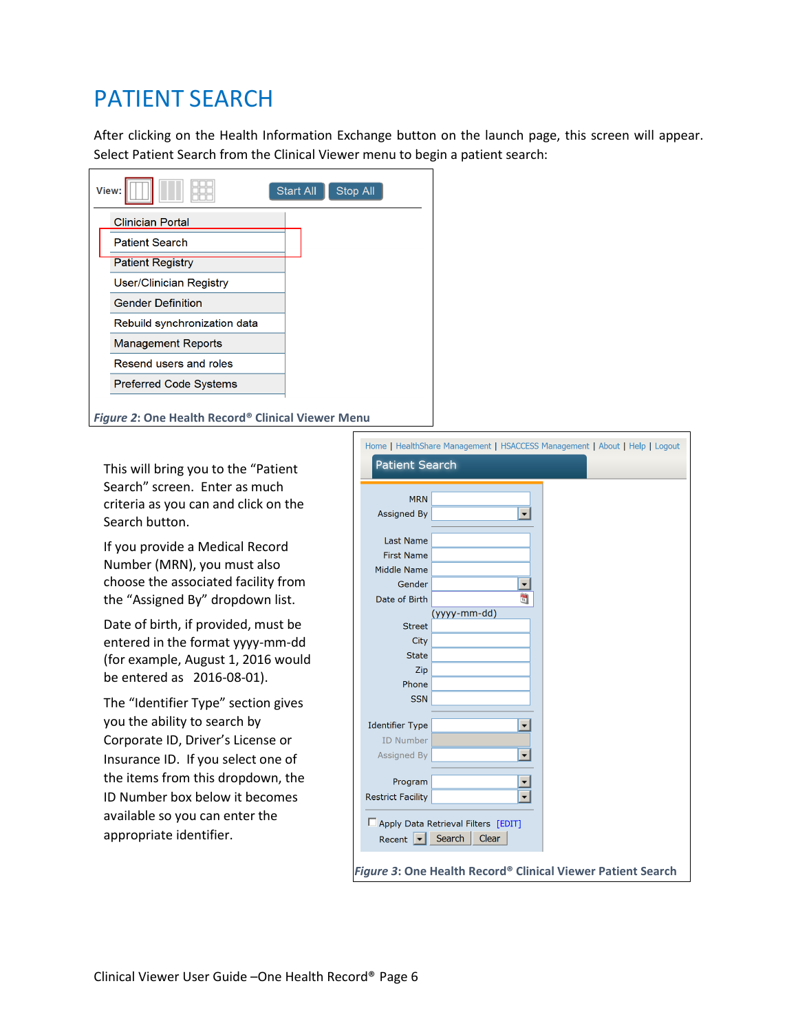# PATIENT SEARCH

After clicking on the Health Information Exchange button on the launch page, this screen will appear. Select Patient Search from the Clinical Viewer menu to begin a patient search:

View: Start All Stop All

- Clinician Portal
- Patient Search
- Patient Registry
- User/Clinician Registry
- Gender Definition
- Rebuild synchronization data
- Management Reports
- Resend users and roles
- Preferred Code Systems

***Figure 2*: One Health Record® Clinical Viewer Menu**

This will bring you to the "Patient Search" screen. Enter as much criteria as you can and click on the Search button.

If you provide a Medical Record Number (MRN), you must also choose the associated facility from the "Assigned By" dropdown list.

Date of birth, if provided, must be entered in the format yyyy-mm-dd (for example, August 1, 2016 would be entered as 2016-08-01).

The "Identifier Type" section gives you the ability to search by Corporate ID, Driver's License or Insurance ID. If you select one of the items from this dropdown, the ID Number box below it becomes available so you can enter the appropriate identifier.

Home | HealthShare Management | HSACCESS Management | About | Help | Logout

Patient Search

MRN
Assigned By
Last Name
First Name
Middle Name
Gender
Date of Birth (yyyy-mm-dd)
Street
City
State
Zip
Phone
SSN
Identifier Type
ID Number
Assigned By
Program
Restrict Facility
Apply Data Retrieval Filters [EDIT]
Recent Search Clear

***Figure 3*: One Health Record® Clinical Viewer Patient Search**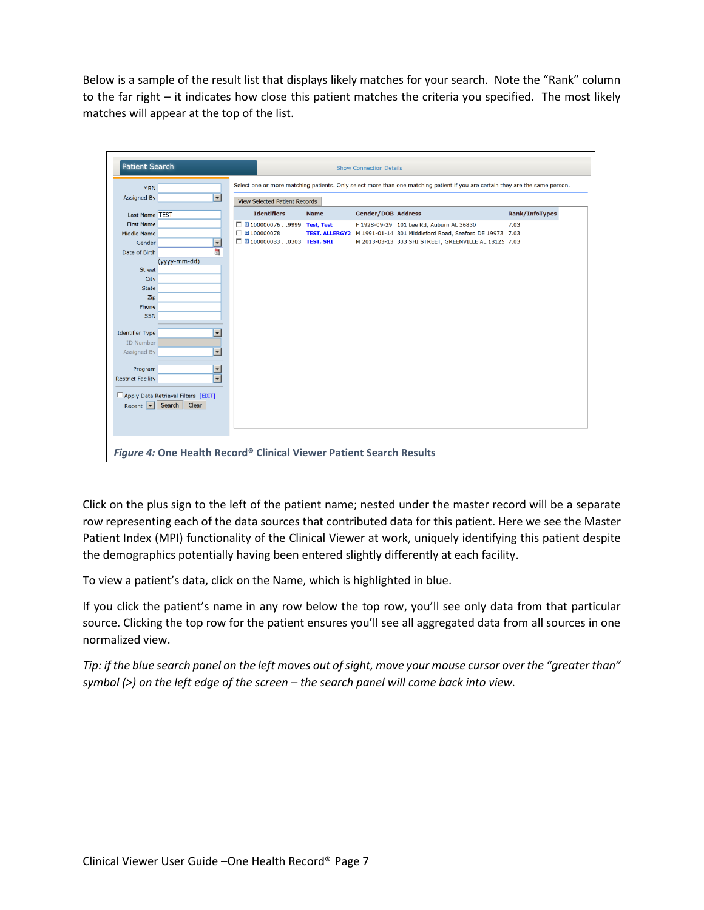Below is a sample of the result list that displays likely matches for your search. Note the "Rank" column to the far right – it indicates how close this patient matches the criteria you specified. The most likely matches will appear at the top of the list.

*Figure 4:* **One Health Record® Clinical Viewer Patient Search Results**

Click on the plus sign to the left of the patient name; nested under the master record will be a separate row representing each of the data sources that contributed data for this patient. Here we see the Master Patient Index (MPI) functionality of the Clinical Viewer at work, uniquely identifying this patient despite the demographics potentially having been entered slightly differently at each facility.

To view a patient's data, click on the Name, which is highlighted in blue.

If you click the patient's name in any row below the top row, you'll see only data from that particular source. Clicking the top row for the patient ensures you'll see all aggregated data from all sources in one normalized view.

*Tip: if the blue search panel on the left moves out of sight, move your mouse cursor over the "greater than" symbol (>) on the left edge of the screen – the search panel will come back into view.*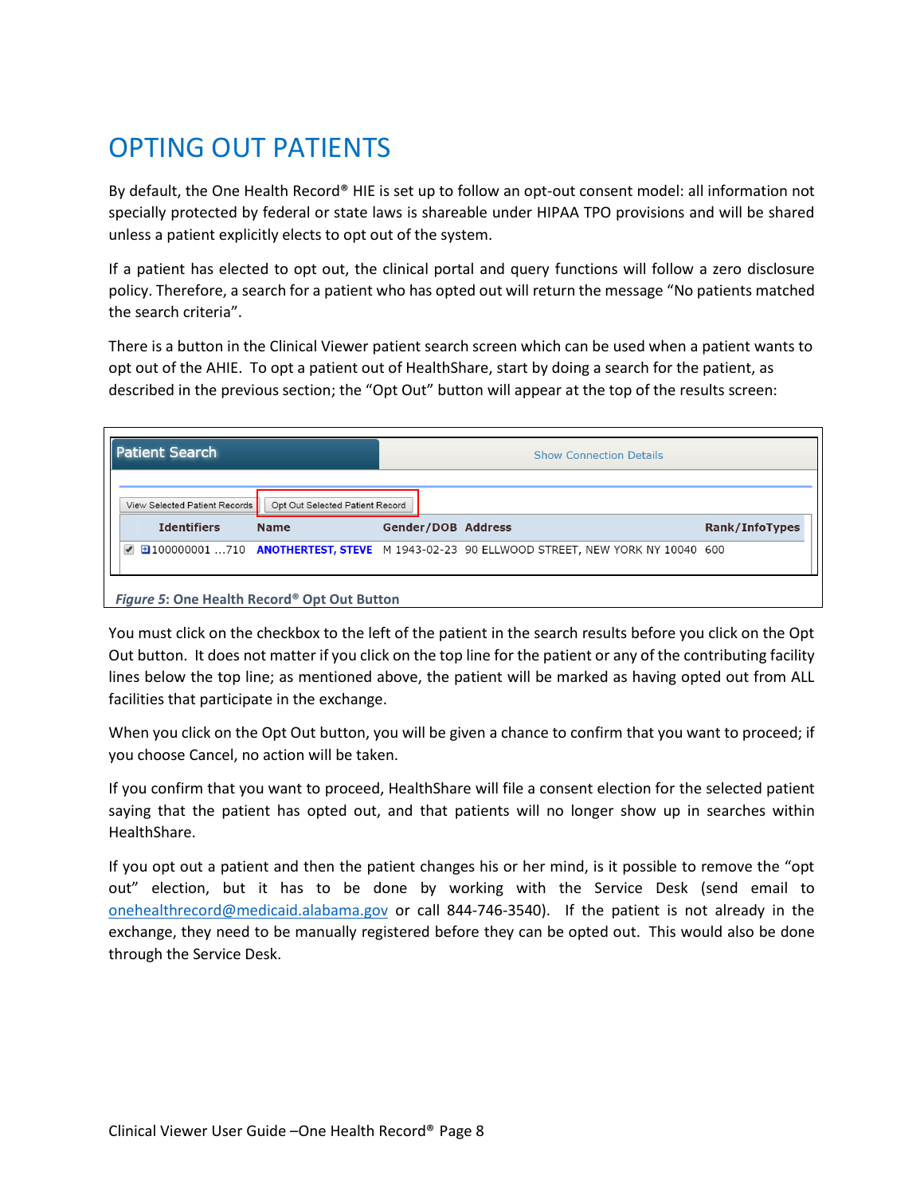# OPTING OUT PATIENTS

By default, the One Health Record® HIE is set up to follow an opt-out consent model: all information not specially protected by federal or state laws is shareable under HIPAA TPO provisions and will be shared unless a patient explicitly elects to opt out of the system.

If a patient has elected to opt out, the clinical portal and query functions will follow a zero disclosure policy. Therefore, a search for a patient who has opted out will return the message "No patients matched the search criteria".

There is a button in the Clinical Viewer patient search screen which can be used when a patient wants to opt out of the AHIE. To opt a patient out of HealthShare, start by doing a search for the patient, as described in the previous section; the "Opt Out" button will appear at the top of the results screen:

Patient Search

Show Connection Details

View Selected Patient Records | Opt Out Selected Patient Record

| Identifiers | Name | Gender/DOB | Address | Rank/InfoTypes |
|---|---|---|---|---|
| 100000001 ...710 | ANOTHERTEST, STEVE | M 1943-02-23 | 90 ELLWOOD STREET, NEW YORK NY 10040 | 600 |

***Figure 5*: One Health Record® Opt Out Button**

You must click on the checkbox to the left of the patient in the search results before you click on the Opt Out button. It does not matter if you click on the top line for the patient or any of the contributing facility lines below the top line; as mentioned above, the patient will be marked as having opted out from ALL facilities that participate in the exchange.

When you click on the Opt Out button, you will be given a chance to confirm that you want to proceed; if you choose Cancel, no action will be taken.

If you confirm that you want to proceed, HealthShare will file a consent election for the selected patient saying that the patient has opted out, and that patients will no longer show up in searches within HealthShare.

If you opt out a patient and then the patient changes his or her mind, is it possible to remove the "opt out" election, but it has to be done by working with the Service Desk (send email to onehealthrecord@medicaid.alabama.gov or call 844-746-3540). If the patient is not already in the exchange, they need to be manually registered before they can be opted out. This would also be done through the Service Desk.